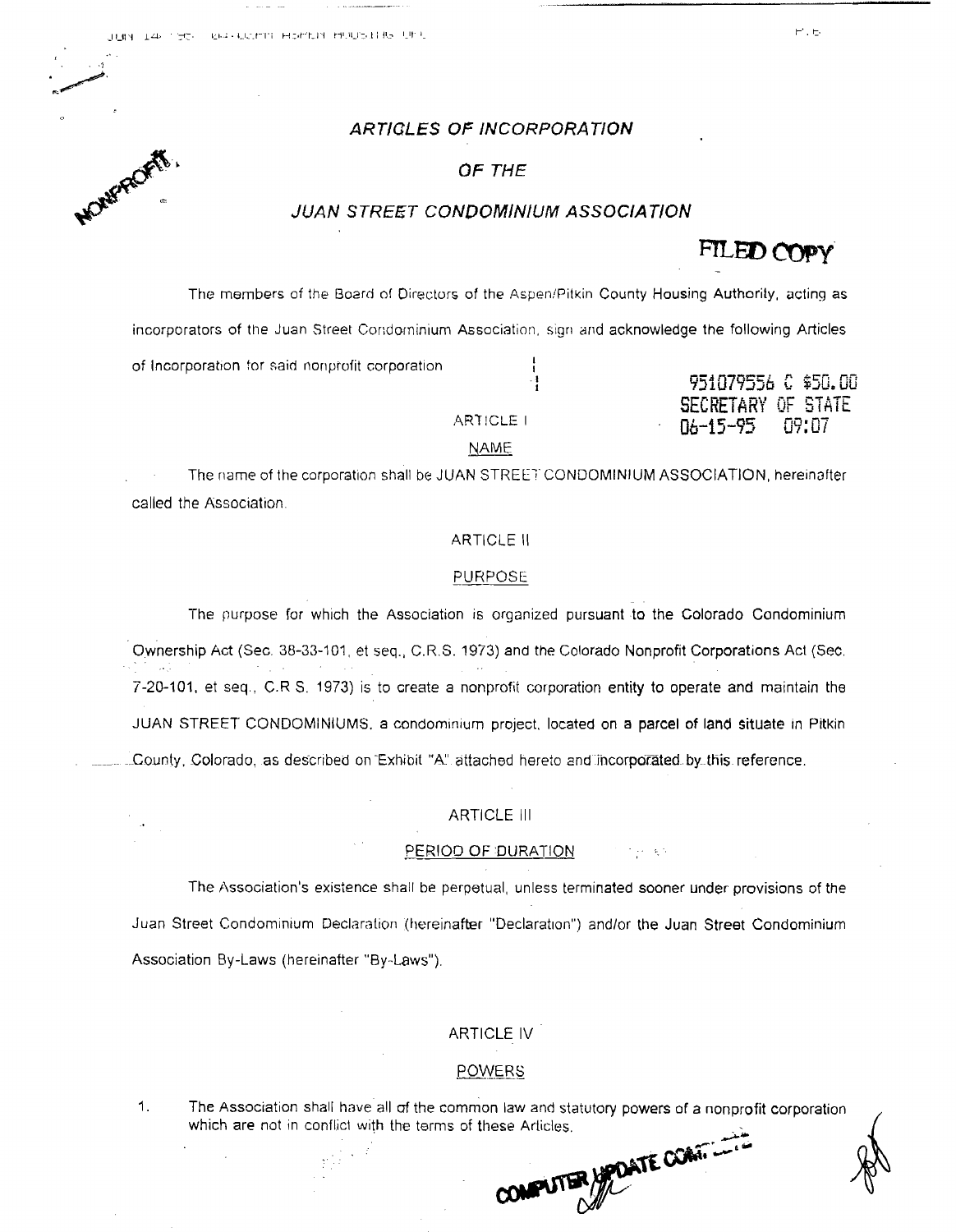NONPROFIT

# ARTICLES OF INCORPORATION

# OF THE

# JUAN STREET CONDOMINIUM ASSOCIATION

FILED COPY

The members of the Board of Directors of the Aspen/Pitkin County Housing Authority, acting as incorporators of the Juan Street Condominium Association, sign and acknowledge the following Articles of Incorporation for said nonprofit corporation

951079556 C $50.00
SECRETARY OF STATE
06-15-95 09:07

## ARTICLE I

### NAME

The name of the corporation shall be JUAN STREET CONDOMINIUM ASSOCIATION, hereinafter called the Association.

## ARTICLE II

### PURPOSE

The purpose for which the Association is organized pursuant to the Colorado Condominium Ownership Act (Sec. 38-33-101, et seq., C.R.S. 1973) and the Colorado Nonprofit Corporations Act (Sec. 7-20-101, et seq., C.R.S. 1973) is to create a nonprofit corporation entity to operate and maintain the JUAN STREET CONDOMINIUMS, a condominium project, located on a parcel of land situate in Pitkin County, Colorado, as described on Exhibit "A" attached hereto and incorporated by this reference.

## ARTICLE III

### PERIOD OF DURATION

The Association's existence shall be perpetual, unless terminated sooner under provisions of the Juan Street Condominium Declaration (hereinafter "Declaration") and/or the Juan Street Condominium Association By-Laws (hereinafter "By-Laws").

## ARTICLE IV

### POWERS

1. The Association shall have all of the common law and statutory powers of a nonprofit corporation which are not in conflict with the terms of these Articles.

COMPUTER UPDATE COMPLETE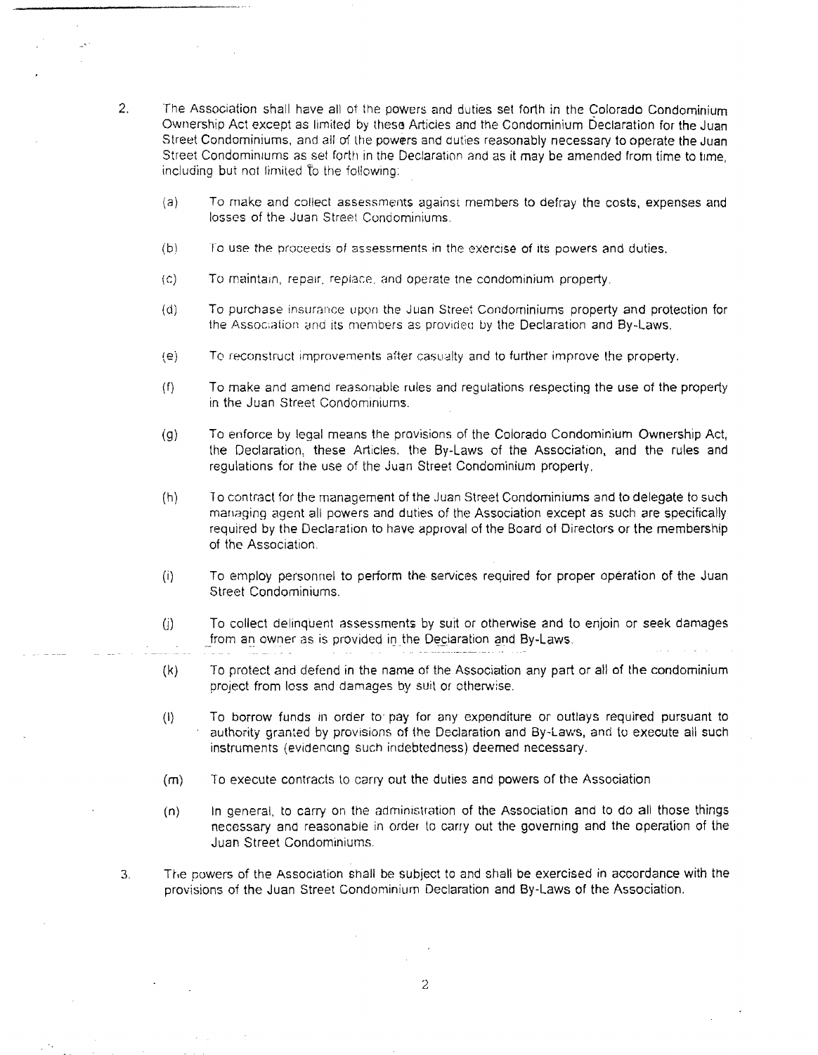2. The Association shall have all of the powers and duties set forth in the Colorado Condominium Ownership Act except as limited by these Articles and the Condominium Declaration for the Juan Street Condominiums, and all of the powers and duties reasonably necessary to operate the Juan Street Condominiums as set forth in the Declaration and as it may be amended from time to time, including but not limited to the following:

   (a) To make and collect assessments against members to defray the costs, expenses and losses of the Juan Street Condominiums.

   (b) To use the proceeds of assessments in the exercise of its powers and duties.

   (c) To maintain, repair, replace, and operate the condominium property.

   (d) To purchase insurance upon the Juan Street Condominiums property and protection for the Association and its members as provided by the Declaration and By-Laws.

   (e) To reconstruct improvements after casualty and to further improve the property.

   (f) To make and amend reasonable rules and regulations respecting the use of the property in the Juan Street Condominiums.

   (g) To enforce by legal means the provisions of the Colorado Condominium Ownership Act, the Declaration, these Articles, the By-Laws of the Association, and the rules and regulations for the use of the Juan Street Condominium property.

   (h) To contract for the management of the Juan Street Condominiums and to delegate to such managing agent all powers and duties of the Association except as such are specifically required by the Declaration to have approval of the Board of Directors or the membership of the Association.

   (i) To employ personnel to perform the services required for proper operation of the Juan Street Condominiums.

   (j) To collect delinquent assessments by suit or otherwise and to enjoin or seek damages from an owner as is provided in the Declaration and By-Laws.

   (k) To protect and defend in the name of the Association any part or all of the condominium project from loss and damages by suit or otherwise.

   (l) To borrow funds in order to pay for any expenditure or outlays required pursuant to authority granted by provisions of the Declaration and By-Laws, and to execute all such instruments (evidencing such indebtedness) deemed necessary.

   (m) To execute contracts to carry out the duties and powers of the Association

   (n) In general, to carry on the administration of the Association and to do all those things necessary and reasonable in order to carry out the governing and the operation of the Juan Street Condominiums.

3. The powers of the Association shall be subject to and shall be exercised in accordance with the provisions of the Juan Street Condominium Declaration and By-Laws of the Association.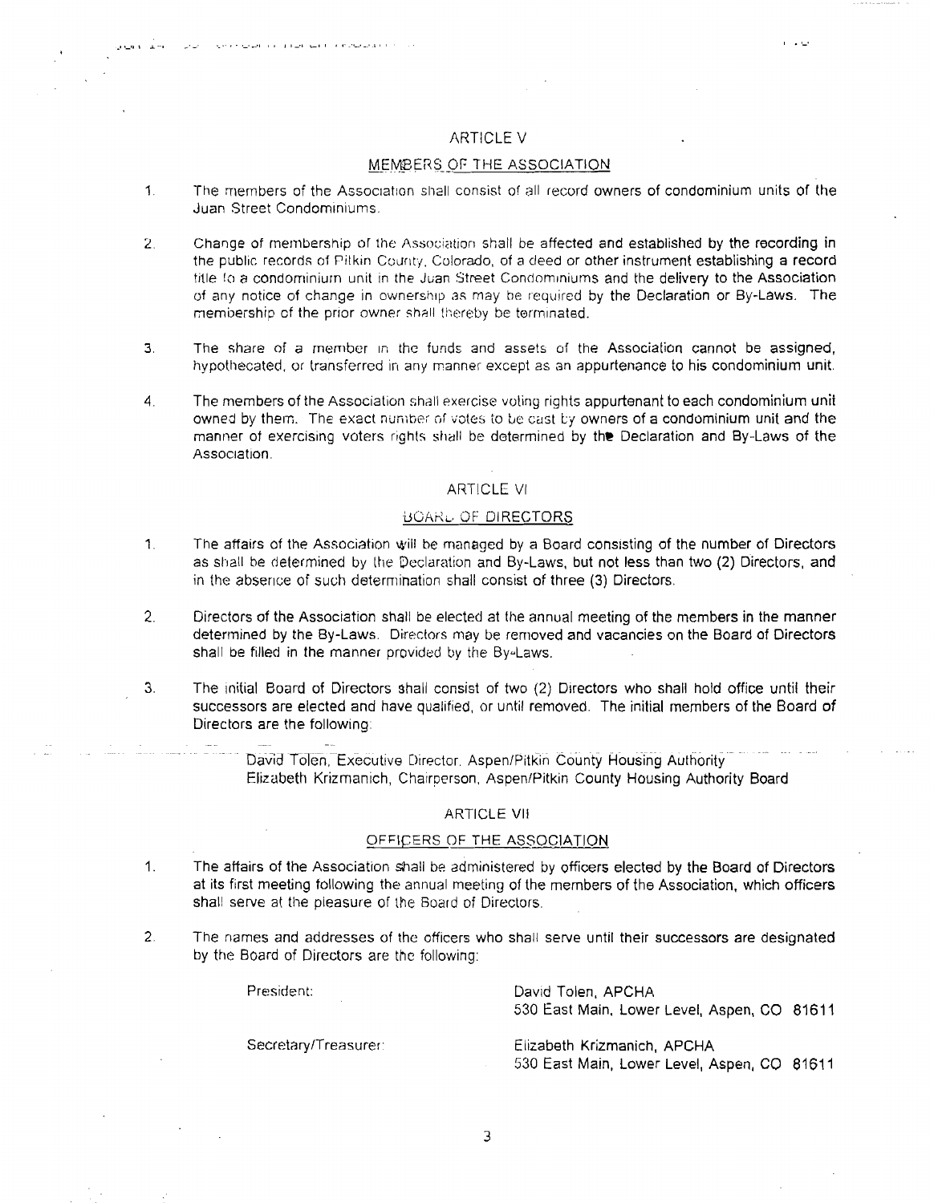## ARTICLE V

### MEMBERS OF THE ASSOCIATION

1. The members of the Association shall consist of all record owners of condominium units of the Juan Street Condominiums.

2. Change of membership of the Association shall be affected and established by the recording in the public records of Pitkin County, Colorado, of a deed or other instrument establishing a record title to a condominium unit in the Juan Street Condominiums and the delivery to the Association of any notice of change in ownership as may be required by the Declaration or By-Laws. The membership of the prior owner shall thereby be terminated.

3. The share of a member in the funds and assets of the Association cannot be assigned, hypothecated, or transferred in any manner except as an appurtenance to his condominium unit.

4. The members of the Association shall exercise voting rights appurtenant to each condominium unit owned by them. The exact number of votes to be cast by owners of a condominium unit and the manner of exercising voters rights shall be determined by the Declaration and By-Laws of the Association.

## ARTICLE VI

### BOARD OF DIRECTORS

1. The affairs of the Association will be managed by a Board consisting of the number of Directors as shall be determined by the Declaration and By-Laws, but not less than two (2) Directors, and in the absence of such determination shall consist of three (3) Directors.

2. Directors of the Association shall be elected at the annual meeting of the members in the manner determined by the By-Laws. Directors may be removed and vacancies on the Board of Directors shall be filled in the manner provided by the By-Laws.

3. The initial Board of Directors shall consist of two (2) Directors who shall hold office until their successors are elected and have qualified, or until removed. The initial members of the Board of Directors are the following:

   David Tolen, Executive Director, Aspen/Pitkin County Housing Authority
   Elizabeth Krizmanich, Chairperson, Aspen/Pitkin County Housing Authority Board

## ARTICLE VII

### OFFICERS OF THE ASSOCIATION

1. The affairs of the Association shall be administered by officers elected by the Board of Directors at its first meeting following the annual meeting of the members of the Association, which officers shall serve at the pleasure of the Board of Directors.

2. The names and addresses of the officers who shall serve until their successors are designated by the Board of Directors are the following:

| | |
|---|---|
| President: | David Tolen, APCHA<br>530 East Main, Lower Level, Aspen, CO 81611 |
| Secretary/Treasurer: | Elizabeth Krizmanich, APCHA<br>530 East Main, Lower Level, Aspen, CO 81611 |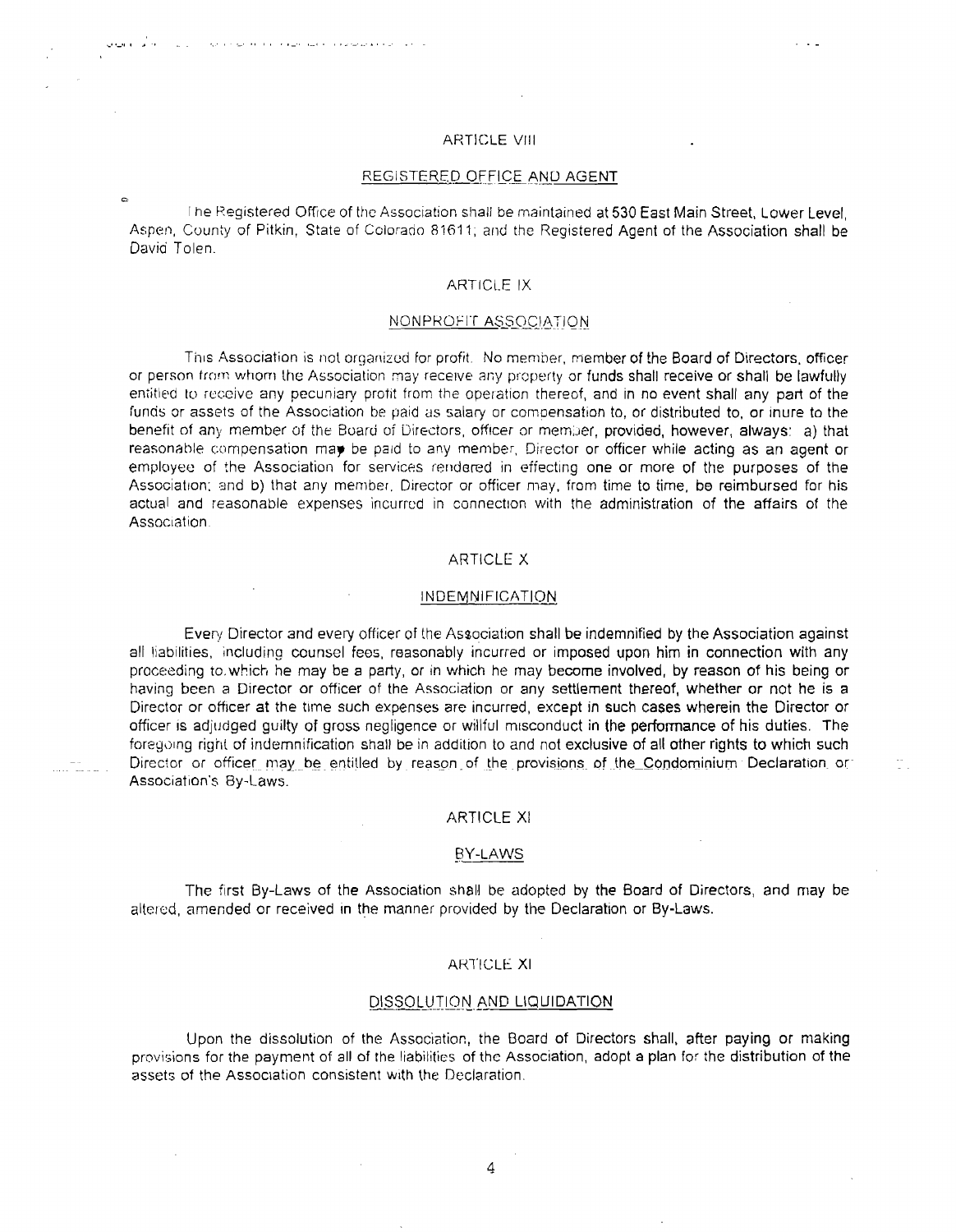## ARTICLE VIII

### REGISTERED OFFICE AND AGENT

The Registered Office of the Association shall be maintained at 530 East Main Street, Lower Level, Aspen, County of Pitkin, State of Colorado 81611; and the Registered Agent of the Association shall be David Tolen.

## ARTICLE IX

### NONPROFIT ASSOCIATION

This Association is not organized for profit. No member, member of the Board of Directors, officer or person from whom the Association may receive any property or funds shall receive or shall be lawfully entitled to receive any pecuniary profit from the operation thereof, and in no event shall any part of the funds or assets of the Association be paid as salary or compensation to, or distributed to, or inure to the benefit of any member of the Board of Directors, officer or member, provided, however, always: a) that reasonable compensation may be paid to any member, Director or officer while acting as an agent or employee of the Association for services rendered in effecting one or more of the purposes of the Association; and b) that any member, Director or officer may, from time to time, be reimbursed for his actual and reasonable expenses incurred in connection with the administration of the affairs of the Association.

## ARTICLE X

### INDEMNIFICATION

Every Director and every officer of the Association shall be indemnified by the Association against all liabilities, including counsel fees, reasonably incurred or imposed upon him in connection with any proceeding to which he may be a party, or in which he may become involved, by reason of his being or having been a Director or officer of the Association or any settlement thereof, whether or not he is a Director or officer at the time such expenses are incurred, except in such cases wherein the Director or officer is adjudged guilty of gross negligence or willful misconduct in the performance of his duties. The foregoing right of indemnification shall be in addition to and not exclusive of all other rights to which such Director or officer may be entitled by reason of the provisions of the Condominium Declaration or Association's By-Laws.

## ARTICLE XI

### BY-LAWS

The first By-Laws of the Association shall be adopted by the Board of Directors, and may be altered, amended or received in the manner provided by the Declaration or By-Laws.

## ARTICLE XI

### DISSOLUTION AND LIQUIDATION

Upon the dissolution of the Association, the Board of Directors shall, after paying or making provisions for the payment of all of the liabilities of the Association, adopt a plan for the distribution of the assets of the Association consistent with the Declaration.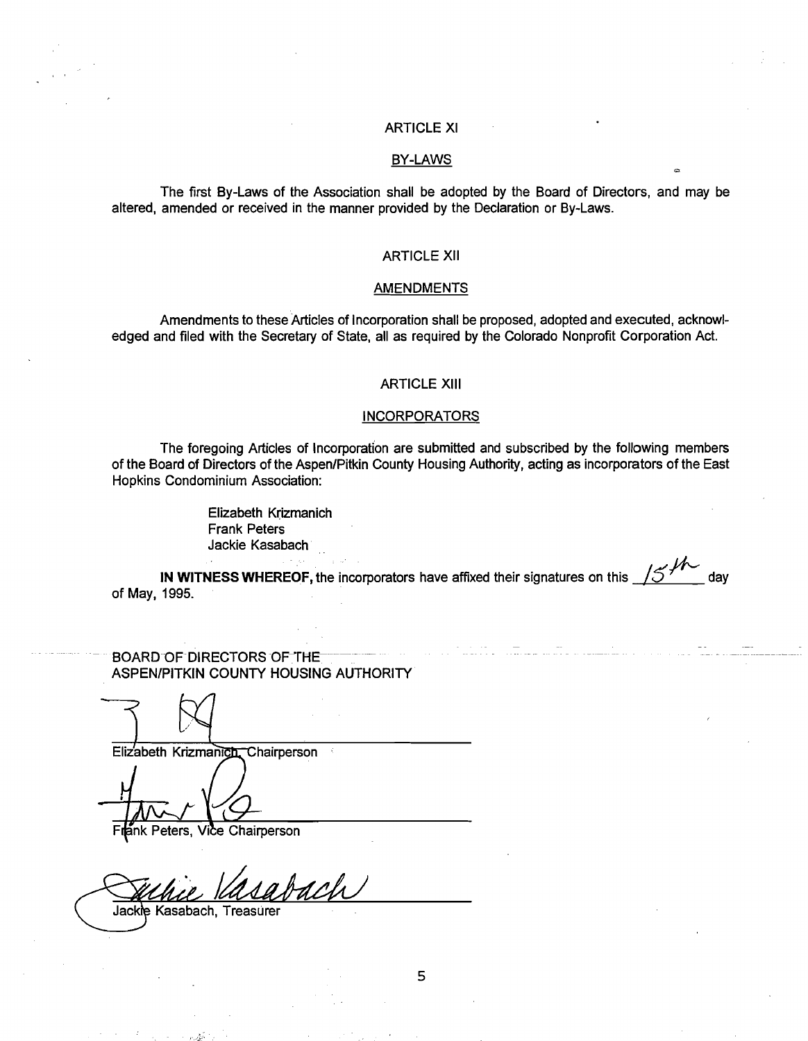## ARTICLE XI

### BY-LAWS

The first By-Laws of the Association shall be adopted by the Board of Directors, and may be altered, amended or received in the manner provided by the Declaration or By-Laws.

## ARTICLE XII

### AMENDMENTS

Amendments to these Articles of Incorporation shall be proposed, adopted and executed, acknowledged and filed with the Secretary of State, all as required by the Colorado Nonprofit Corporation Act.

## ARTICLE XIII

### INCORPORATORS

The foregoing Articles of Incorporation are submitted and subscribed by the following members of the Board of Directors of the Aspen/Pitkin County Housing Authority, acting as incorporators of the East Hopkins Condominium Association:

Elizabeth Krizmanich
Frank Peters
Jackie Kasabach

**IN WITNESS WHEREOF,** the incorporators have affixed their signatures on this 15th day of May, 1995.

BOARD OF DIRECTORS OF THE
ASPEN/PITKIN COUNTY HOUSING AUTHORITY

______________________________
Elizabeth Krizmanich, Chairperson

______________________________
Frank Peters, Vice Chairperson

______________________________
Jackie Kasabach, Treasurer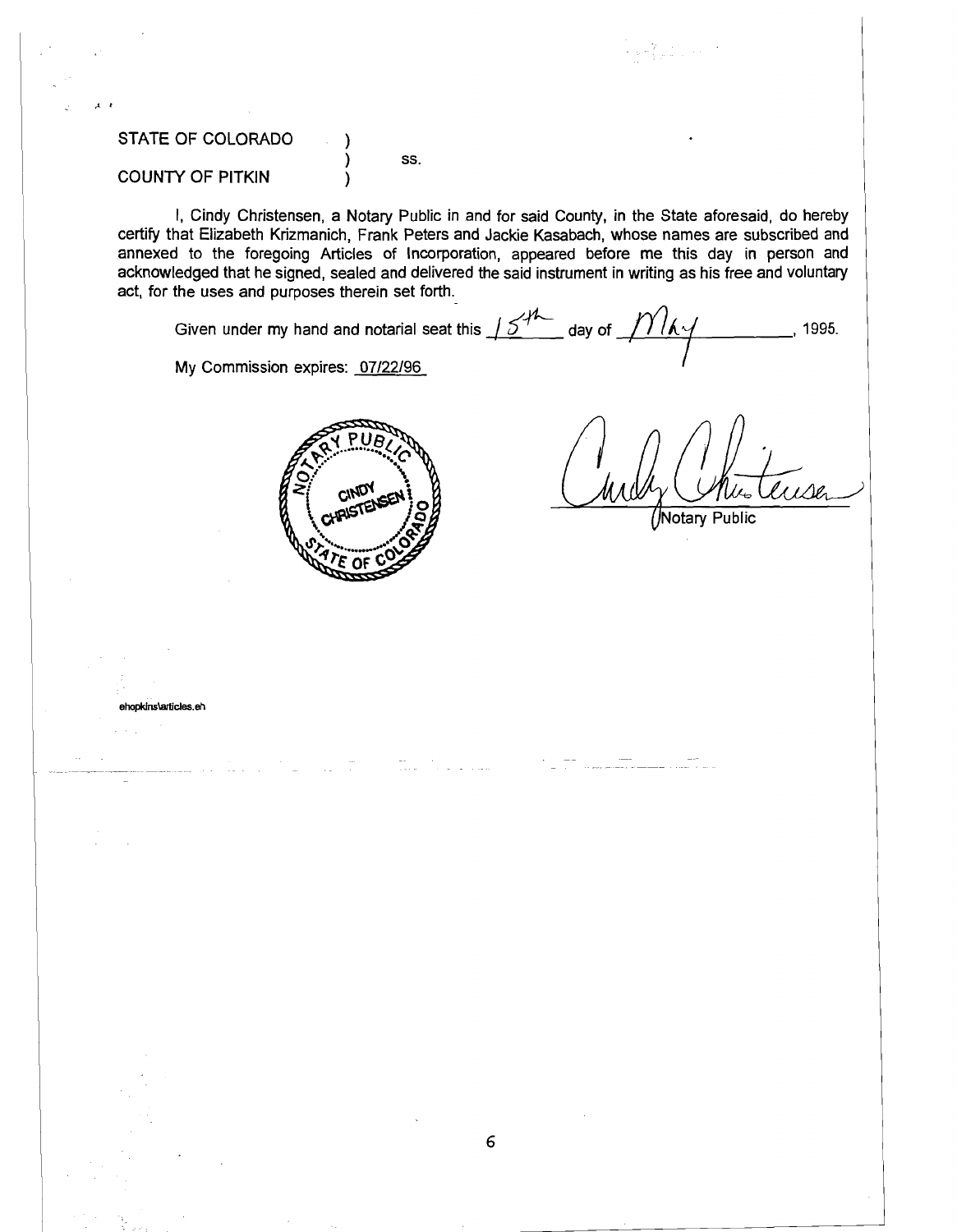STATE OF COLORADO )
) ss.
COUNTY OF PITKIN )

I, Cindy Christensen, a Notary Public in and for said County, in the State aforesaid, do hereby certify that Elizabeth Krizmanich, Frank Peters and Jackie Kasabach, whose names are subscribed and annexed to the foregoing Articles of Incorporation, appeared before me this day in person and acknowledged that he signed, sealed and delivered the said instrument in writing as his free and voluntary act, for the uses and purposes therein set forth.

Given under my hand and notarial seat this 15th day of May, 1995.

My Commission expires: 07/22/96

NOTARY PUBLIC
CINDY CHRISTENSEN
STATE OF COLORADO

Cindy Christensen
Notary Public

ehopkins\articles.eh